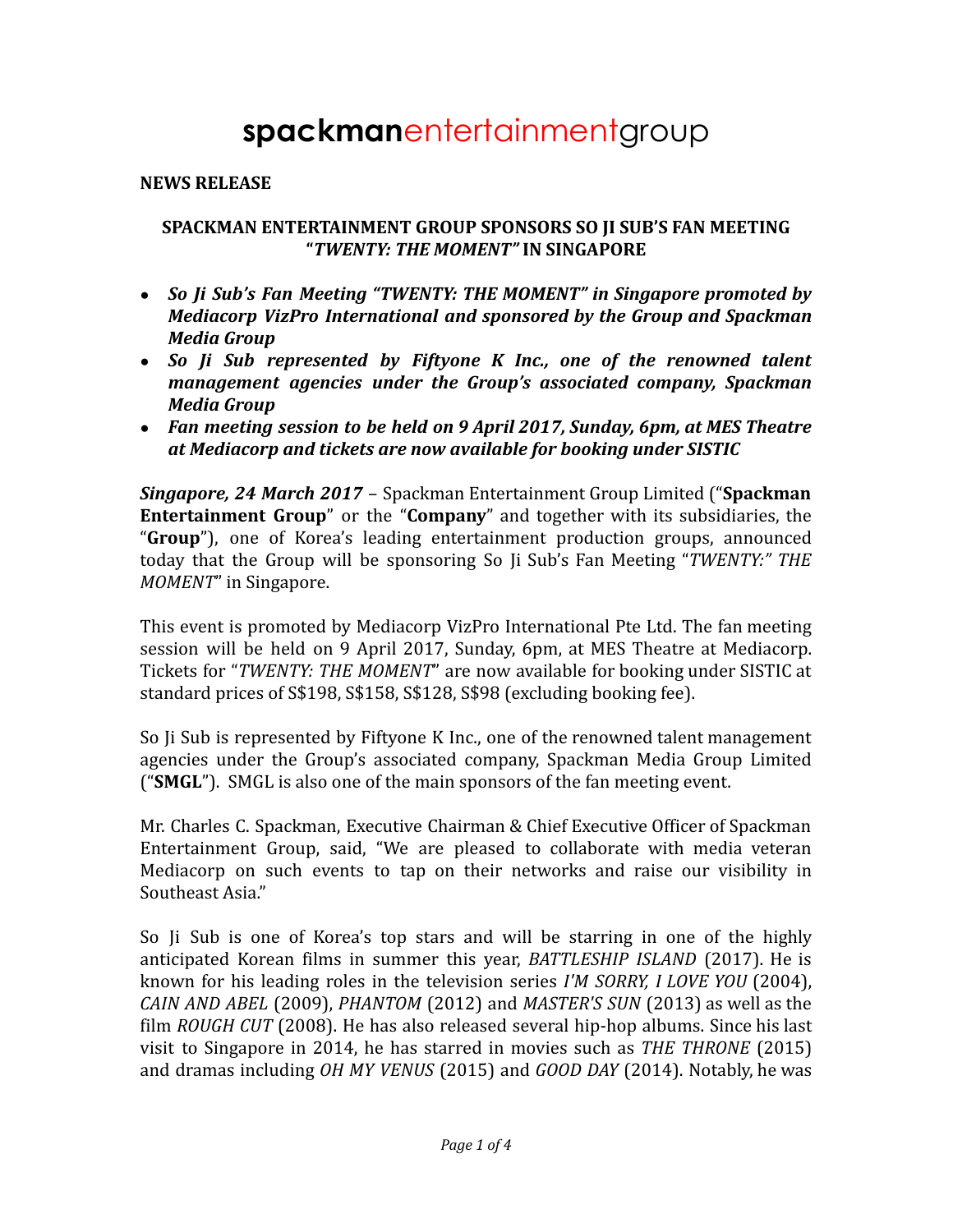# **spackman**entertainmentgroup

**NEWS RELEASE**

## SPACKMAN ENTERTAINMENT GROUP SPONSORS SO JI SUB'S FAN MEETING "*TWENTY: THE MOMENT*" IN SINGAPORE

- ***So Ji Sub's Fan Meeting "TWENTY: THE MOMENT" in Singapore promoted by Mediacorp VizPro International and sponsored by the Group and Spackman Media Group***
- ***So Ji Sub represented by Fiftyone K Inc., one of the renowned talent management agencies under the Group's associated company, Spackman Media Group***
- ***Fan meeting session to be held on 9 April 2017, Sunday, 6pm, at MES Theatre at Mediacorp and tickets are now available for booking under SISTIC***

***Singapore, 24 March 2017*** – Spackman Entertainment Group Limited ("**Spackman Entertainment Group**" or the "**Company**" and together with its subsidiaries, the "**Group**"), one of Korea's leading entertainment production groups, announced today that the Group will be sponsoring So Ji Sub's Fan Meeting "*TWENTY:" THE MOMENT*" in Singapore.

This event is promoted by Mediacorp VizPro International Pte Ltd. The fan meeting session will be held on 9 April 2017, Sunday, 6pm, at MES Theatre at Mediacorp. Tickets for "*TWENTY: THE MOMENT*" are now available for booking under SISTIC at standard prices of S$198, S$158, S$128, S$98 (excluding booking fee).

So Ji Sub is represented by Fiftyone K Inc., one of the renowned talent management agencies under the Group's associated company, Spackman Media Group Limited ("**SMGL**"). SMGL is also one of the main sponsors of the fan meeting event.

Mr. Charles C. Spackman, Executive Chairman & Chief Executive Officer of Spackman Entertainment Group, said, "We are pleased to collaborate with media veteran Mediacorp on such events to tap on their networks and raise our visibility in Southeast Asia."

So Ji Sub is one of Korea's top stars and will be starring in one of the highly anticipated Korean films in summer this year, *BATTLESHIP ISLAND* (2017). He is known for his leading roles in the television series *I'M SORRY, I LOVE YOU* (2004), *CAIN AND ABEL* (2009), *PHANTOM* (2012) and *MASTER'S SUN* (2013) as well as the film *ROUGH CUT* (2008). He has also released several hip-hop albums. Since his last visit to Singapore in 2014, he has starred in movies such as *THE THRONE* (2015) and dramas including *OH MY VENUS* (2015) and *GOOD DAY* (2014). Notably, he was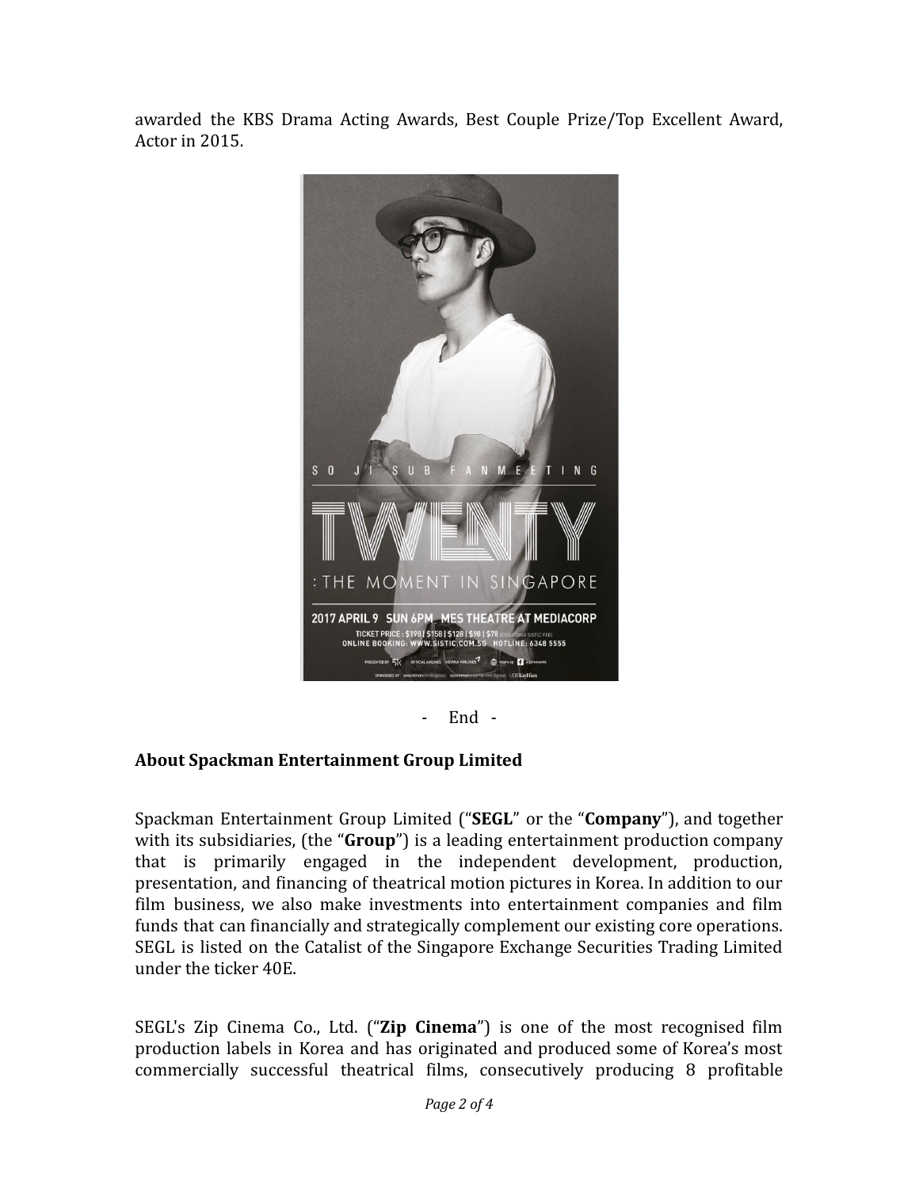awarded the KBS Drama Acting Awards, Best Couple Prize/Top Excellent Award, Actor in 2015.

\- End -

**About Spackman Entertainment Group Limited**

Spackman Entertainment Group Limited ("**SEGL**" or the "**Company**"), and together with its subsidiaries, (the "**Group**") is a leading entertainment production company that is primarily engaged in the independent development, production, presentation, and financing of theatrical motion pictures in Korea. In addition to our film business, we also make investments into entertainment companies and film funds that can financially and strategically complement our existing core operations. SEGL is listed on the Catalist of the Singapore Exchange Securities Trading Limited under the ticker 40E.

SEGL's Zip Cinema Co., Ltd. ("**Zip Cinema**") is one of the most recognised film production labels in Korea and has originated and produced some of Korea's most commercially successful theatrical films, consecutively producing 8 profitable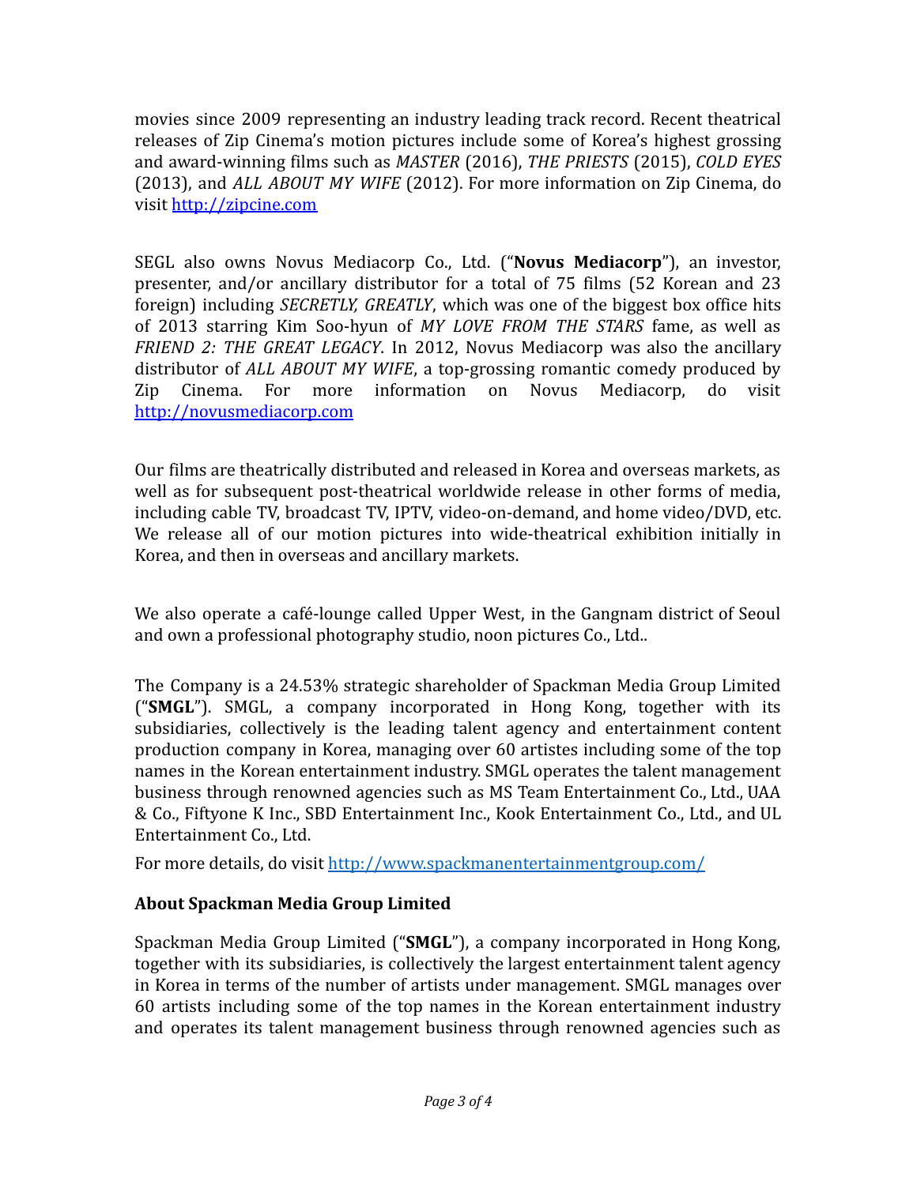movies since 2009 representing an industry leading track record. Recent theatrical releases of Zip Cinema's motion pictures include some of Korea's highest grossing and award-winning films such as *MASTER* (2016), *THE PRIESTS* (2015), *COLD EYES* (2013), and *ALL ABOUT MY WIFE* (2012). For more information on Zip Cinema, do visit http://zipcine.com

SEGL also owns Novus Mediacorp Co., Ltd. ("**Novus Mediacorp**"), an investor, presenter, and/or ancillary distributor for a total of 75 films (52 Korean and 23 foreign) including *SECRETLY, GREATLY*, which was one of the biggest box office hits of 2013 starring Kim Soo-hyun of *MY LOVE FROM THE STARS* fame, as well as *FRIEND 2: THE GREAT LEGACY*. In 2012, Novus Mediacorp was also the ancillary distributor of *ALL ABOUT MY WIFE*, a top-grossing romantic comedy produced by Zip Cinema. For more information on Novus Mediacorp, do visit http://novusmediacorp.com

Our films are theatrically distributed and released in Korea and overseas markets, as well as for subsequent post-theatrical worldwide release in other forms of media, including cable TV, broadcast TV, IPTV, video-on-demand, and home video/DVD, etc. We release all of our motion pictures into wide-theatrical exhibition initially in Korea, and then in overseas and ancillary markets.

We also operate a café-lounge called Upper West, in the Gangnam district of Seoul and own a professional photography studio, noon pictures Co., Ltd..

The Company is a 24.53% strategic shareholder of Spackman Media Group Limited ("**SMGL**"). SMGL, a company incorporated in Hong Kong, together with its subsidiaries, collectively is the leading talent agency and entertainment content production company in Korea, managing over 60 artistes including some of the top names in the Korean entertainment industry. SMGL operates the talent management business through renowned agencies such as MS Team Entertainment Co., Ltd., UAA & Co., Fiftyone K Inc., SBD Entertainment Inc., Kook Entertainment Co., Ltd., and UL Entertainment Co., Ltd.

For more details, do visit http://www.spackmanentertainmentgroup.com/

### About Spackman Media Group Limited

Spackman Media Group Limited ("**SMGL**"), a company incorporated in Hong Kong, together with its subsidiaries, is collectively the largest entertainment talent agency in Korea in terms of the number of artists under management. SMGL manages over 60 artists including some of the top names in the Korean entertainment industry and operates its talent management business through renowned agencies such as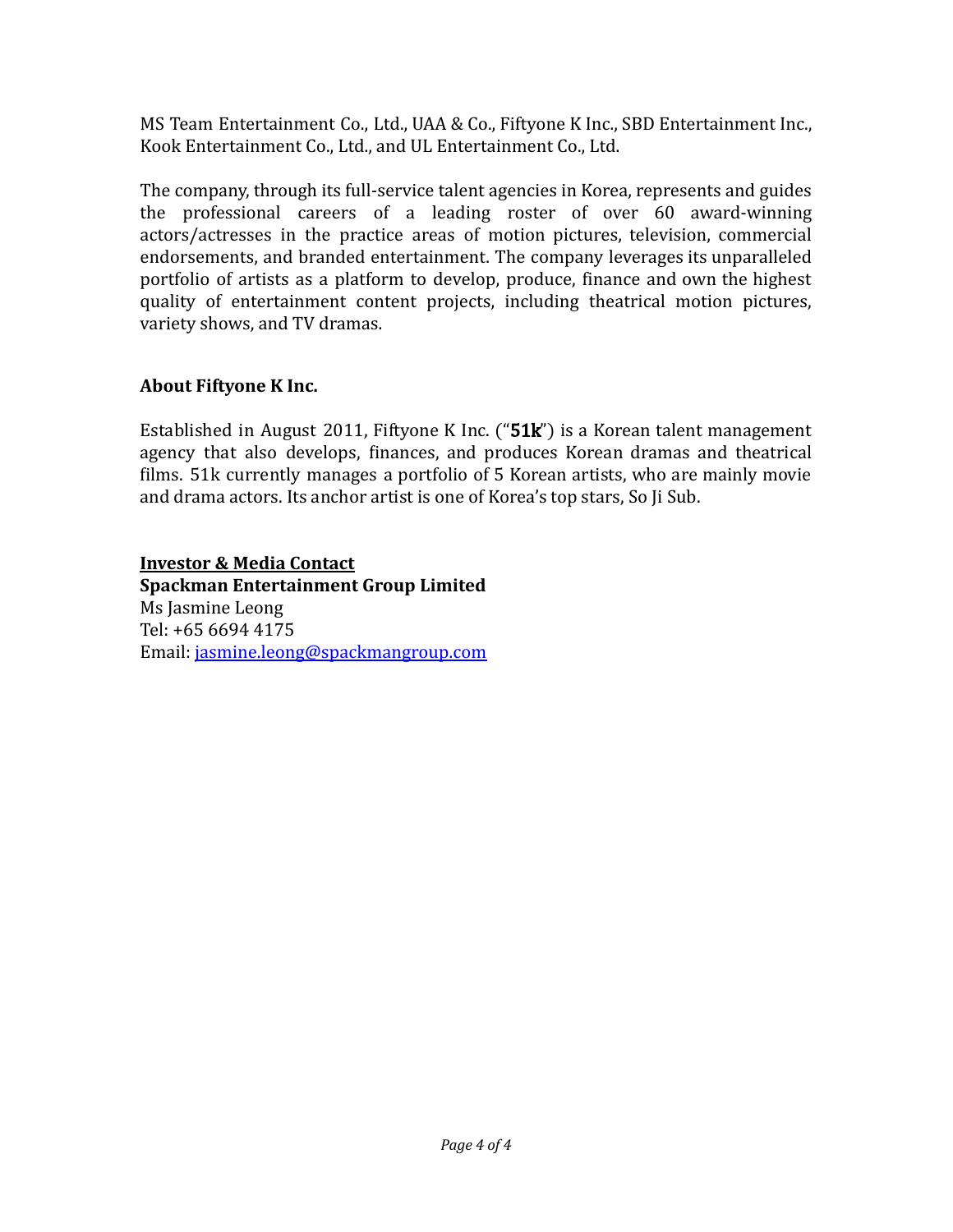MS Team Entertainment Co., Ltd., UAA & Co., Fiftyone K Inc., SBD Entertainment Inc., Kook Entertainment Co., Ltd., and UL Entertainment Co., Ltd.

The company, through its full-service talent agencies in Korea, represents and guides the professional careers of a leading roster of over 60 award-winning actors/actresses in the practice areas of motion pictures, television, commercial endorsements, and branded entertainment. The company leverages its unparalleled portfolio of artists as a platform to develop, produce, finance and own the highest quality of entertainment content projects, including theatrical motion pictures, variety shows, and TV dramas.

**About Fiftyone K Inc.**

Established in August 2011, Fiftyone K Inc. ("**51k**") is a Korean talent management agency that also develops, finances, and produces Korean dramas and theatrical films. 51k currently manages a portfolio of 5 Korean artists, who are mainly movie and drama actors. Its anchor artist is one of Korea's top stars, So Ji Sub.

**Investor & Media Contact**
**Spackman Entertainment Group Limited**
Ms Jasmine Leong
Tel: +65 6694 4175
Email: jasmine.leong@spackmangroup.com